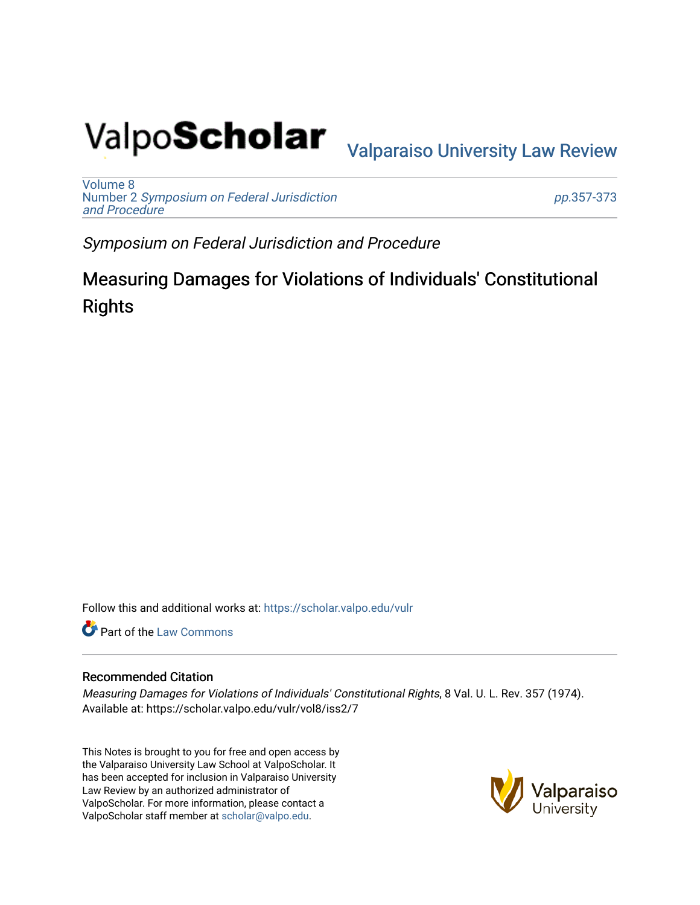Valparaiso University Law Review

Volume 8
Number 2 *Symposium on Federal Jurisdiction and Procedure*

pp.357-373

*Symposium on Federal Jurisdiction and Procedure*

# Measuring Damages for Violations of Individuals' Constitutional Rights

Follow this and additional works at: https://scholar.valpo.edu/vulr

Part of the Law Commons

## Recommended Citation

*Measuring Damages for Violations of Individuals' Constitutional Rights*, 8 Val. U. L. Rev. 357 (1974).
Available at: https://scholar.valpo.edu/vulr/vol8/iss2/7

This Notes is brought to you for free and open access by the Valparaiso University Law School at ValpoScholar. It has been accepted for inclusion in Valparaiso University Law Review by an authorized administrator of ValpoScholar. For more information, please contact a ValpoScholar staff member at scholar@valpo.edu.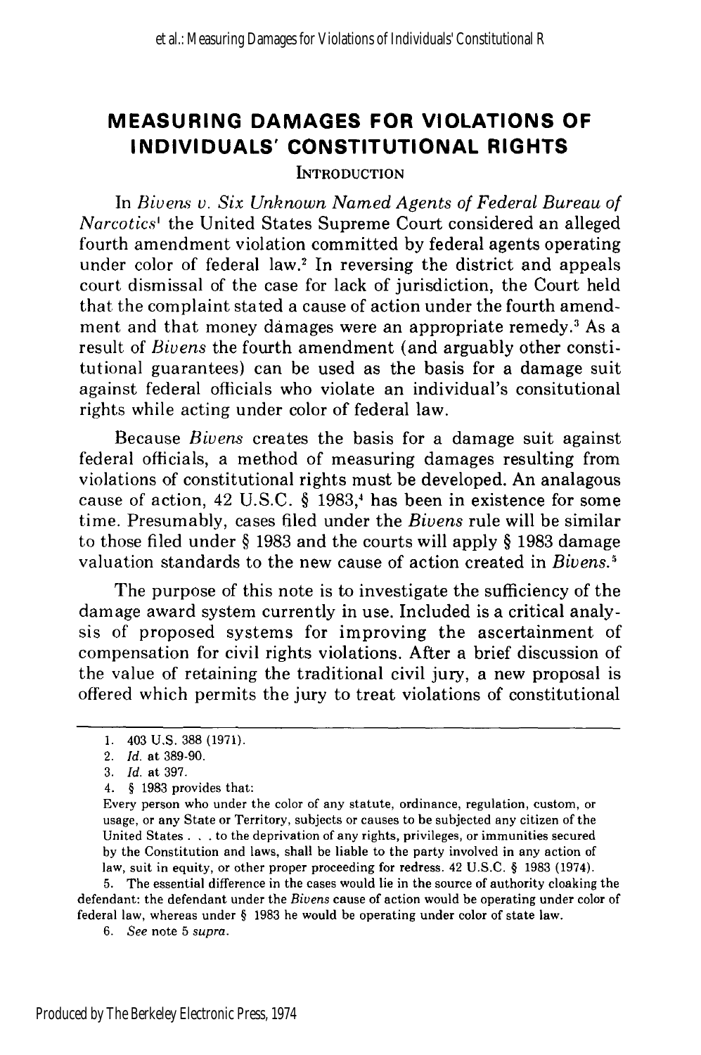# MEASURING DAMAGES FOR VIOLATIONS OF INDIVIDUALS' CONSTITUTIONAL RIGHTS

## INTRODUCTION

In *Bivens v. Six Unknown Named Agents of Federal Bureau of Narcotics*[1] the United States Supreme Court considered an alleged fourth amendment violation committed by federal agents operating under color of federal law.[2] In reversing the district and appeals court dismissal of the case for lack of jurisdiction, the Court held that the complaint stated a cause of action under the fourth amendment and that money damages were an appropriate remedy.[3] As a result of *Bivens* the fourth amendment (and arguably other constitutional guarantees) can be used as the basis for a damage suit against federal officials who violate an individual's consitutional rights while acting under color of federal law.

Because *Bivens* creates the basis for a damage suit against federal officials, a method of measuring damages resulting from violations of constitutional rights must be developed. An analagous cause of action, 42 U.S.C. § 1983,[4] has been in existence for some time. Presumably, cases filed under the *Bivens* rule will be similar to those filed under § 1983 and the courts will apply § 1983 damage valuation standards to the new cause of action created in *Bivens*.[5]

The purpose of this note is to investigate the sufficiency of the damage award system currently in use. Included is a critical analysis of proposed systems for improving the ascertainment of compensation for civil rights violations. After a brief discussion of the value of retaining the traditional civil jury, a new proposal is offered which permits the jury to treat violations of constitutional

---

1. 403 U.S. 388 (1971).
2. *Id.* at 389-90.
3. *Id.* at 397.
4. § 1983 provides that:

Every person who under the color of any statute, ordinance, regulation, custom, or usage, or any State or Territory, subjects or causes to be subjected any citizen of the United States . . . to the deprivation of any rights, privileges, or immunities secured by the Constitution and laws, shall be liable to the party involved in any action of law, suit in equity, or other proper proceeding for redress. 42 U.S.C. § 1983 (1974).

5. The essential difference in the cases would lie in the source of authority cloaking the defendant: the defendant under the *Bivens* cause of action would be operating under color of federal law, whereas under § 1983 he would be operating under color of state law.
6. *See* note 5 *supra*.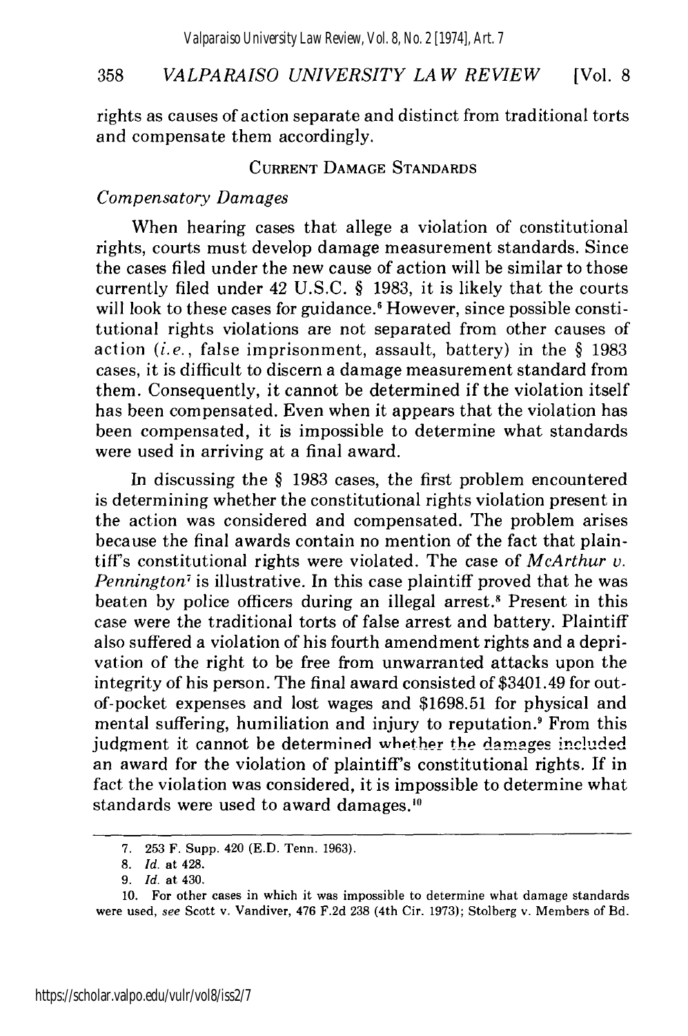rights as causes of action separate and distinct from traditional torts and compensate them accordingly.

## CURRENT DAMAGE STANDARDS

### *Compensatory Damages*

When hearing cases that allege a violation of constitutional rights, courts must develop damage measurement standards. Since the cases filed under the new cause of action will be similar to those currently filed under 42 U.S.C. § 1983, it is likely that the courts will look to these cases for guidance.[6] However, since possible constitutional rights violations are not separated from other causes of action (*i.e.*, false imprisonment, assault, battery) in the § 1983 cases, it is difficult to discern a damage measurement standard from them. Consequently, it cannot be determined if the violation itself has been compensated. Even when it appears that the violation has been compensated, it is impossible to determine what standards were used in arriving at a final award.

In discussing the § 1983 cases, the first problem encountered is determining whether the constitutional rights violation present in the action was considered and compensated. The problem arises because the final awards contain no mention of the fact that plaintiff's constitutional rights were violated. The case of *McArthur v. Pennington*[7] is illustrative. In this case plaintiff proved that he was beaten by police officers during an illegal arrest.[8] Present in this case were the traditional torts of false arrest and battery. Plaintiff also suffered a violation of his fourth amendment rights and a deprivation of the right to be free from unwarranted attacks upon the integrity of his person. The final award consisted of $3401.49 for out-of-pocket expenses and lost wages and $1698.51 for physical and mental suffering, humiliation and injury to reputation.[9] From this judgment it cannot be determined whether the damages included an award for the violation of plaintiff's constitutional rights. If in fact the violation was considered, it is impossible to determine what standards were used to award damages.[10]

---

7. 253 F. Supp. 420 (E.D. Tenn. 1963).

8. *Id.* at 428.

9. *Id.* at 430.

10. For other cases in which it was impossible to determine what damage standards were used, *see* Scott v. Vandiver, 476 F.2d 238 (4th Cir. 1973); Stolberg v. Members of Bd.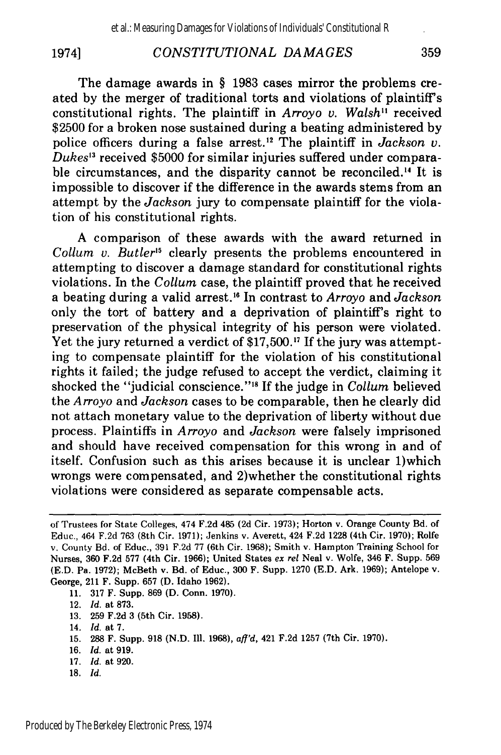The damage awards in § 1983 cases mirror the problems created by the merger of traditional torts and violations of plaintiff's constitutional rights. The plaintiff in *Arroyo v. Walsh*[11] received $2500 for a broken nose sustained during a beating administered by police officers during a false arrest.[12] The plaintiff in *Jackson v. Dukes*[13] received $5000 for similar injuries suffered under comparable circumstances, and the disparity cannot be reconciled.[14] It is impossible to discover if the difference in the awards stems from an attempt by the *Jackson* jury to compensate plaintiff for the violation of his constitutional rights.

A comparison of these awards with the award returned in *Collum v. Butler*[15] clearly presents the problems encountered in attempting to discover a damage standard for constitutional rights violations. In the *Collum* case, the plaintiff proved that he received a beating during a valid arrest.[16] In contrast to *Arroyo* and *Jackson* only the tort of battery and a deprivation of plaintiff's right to preservation of the physical integrity of his person were violated. Yet the jury returned a verdict of $17,500.[17] If the jury was attempting to compensate plaintiff for the violation of his constitutional rights it failed; the judge refused to accept the verdict, claiming it shocked the "judicial conscience."[18] If the judge in *Collum* believed the *Arroyo* and *Jackson* cases to be comparable, then he clearly did not attach monetary value to the deprivation of liberty without due process. Plaintiffs in *Arroyo* and *Jackson* were falsely imprisoned and should have received compensation for this wrong in and of itself. Confusion such as this arises because it is unclear 1)which wrongs were compensated, and 2)whether the constitutional rights violations were considered as separate compensable acts.

---

of Trustees for State Colleges, 474 F.2d 485 (2d Cir. 1973); Horton v. Orange County Bd. of Educ., 464 F.2d 763 (8th Cir. 1971); Jenkins v. Averett, 424 F.2d 1228 (4th Cir. 1970); Rolfe v. County Bd. of Educ., 391 F.2d 77 (6th Cir. 1968); Smith v. Hampton Training School for Nurses, 360 F.2d 577 (4th Cir. 1966); United States *ex rel* Neal v. Wolfe, 346 F. Supp. 569 (E.D. Pa. 1972); McBeth v. Bd. of Educ., 300 F. Supp. 1270 (E.D. Ark. 1969); Antelope v. George, 211 F. Supp. 657 (D. Idaho 1962).

11. 317 F. Supp. 869 (D. Conn. 1970).
12. *Id.* at 873.
13. 259 F.2d 3 (5th Cir. 1958).
14. *Id.* at 7.
15. 288 F. Supp. 918 (N.D. Ill. 1968), *aff'd*, 421 F.2d 1257 (7th Cir. 1970).
16. *Id.* at 919.
17. *Id.* at 920.
18. *Id.*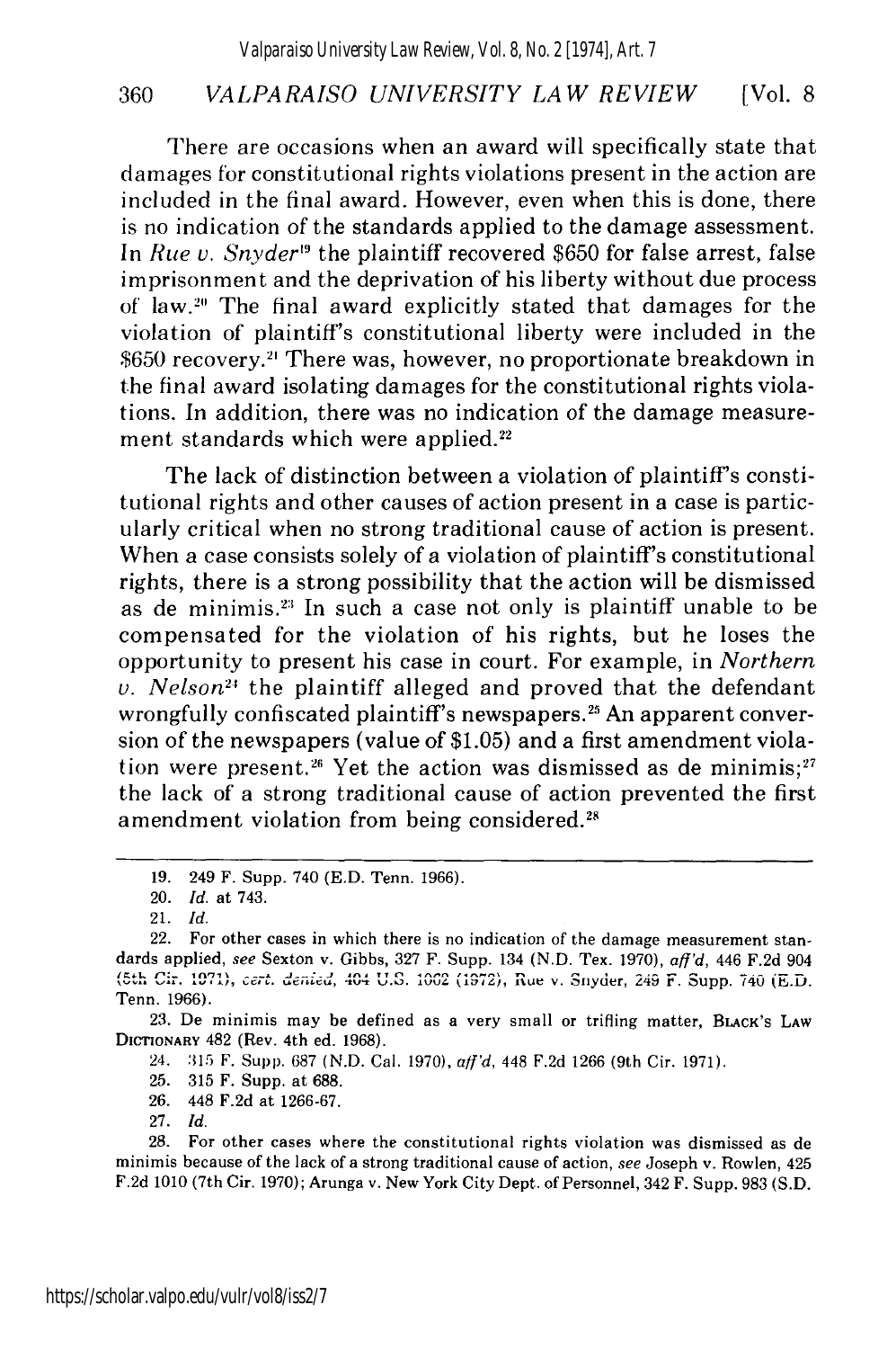There are occasions when an award will specifically state that damages for constitutional rights violations present in the action are included in the final award. However, even when this is done, there is no indication of the standards applied to the damage assessment. In *Rue v. Snyder*[19] the plaintiff recovered $650 for false arrest, false imprisonment and the deprivation of his liberty without due process of law.[20] The final award explicitly stated that damages for the violation of plaintiff's constitutional liberty were included in the $650 recovery.[21] There was, however, no proportionate breakdown in the final award isolating damages for the constitutional rights violations. In addition, there was no indication of the damage measurement standards which were applied.[22]

The lack of distinction between a violation of plaintiff's constitutional rights and other causes of action present in a case is particularly critical when no strong traditional cause of action is present. When a case consists solely of a violation of plaintiff's constitutional rights, there is a strong possibility that the action will be dismissed as de minimis.[23] In such a case not only is plaintiff unable to be compensated for the violation of his rights, but he loses the opportunity to present his case in court. For example, in *Northern v. Nelson*[24] the plaintiff alleged and proved that the defendant wrongfully confiscated plaintiff's newspapers.[25] An apparent conversion of the newspapers (value of $1.05) and a first amendment violation were present.[26] Yet the action was dismissed as de minimis;[27] the lack of a strong traditional cause of action prevented the first amendment violation from being considered.[28]

---

19. 249 F. Supp. 740 (E.D. Tenn. 1966).
20. *Id.* at 743.
21. *Id.*
22. For other cases in which there is no indication of the damage measurement standards applied, *see* Sexton v. Gibbs, 327 F. Supp. 134 (N.D. Tex. 1970), *aff'd*, 446 F.2d 904 (5th Cir. 1971), *cert. denied*, 404 U.S. 1062 (1972), Rue v. Snyder, 249 F. Supp. 740 (E.D. Tenn. 1966).
23. De minimis may be defined as a very small or trifling matter, BLACK'S LAW DICTIONARY 482 (Rev. 4th ed. 1968).
24. 315 F. Supp. 687 (N.D. Cal. 1970), *aff'd*, 448 F.2d 1266 (9th Cir. 1971).
25. 315 F. Supp. at 688.
26. 448 F.2d at 1266-67.
27. *Id.*
28. For other cases where the constitutional rights violation was dismissed as de minimis because of the lack of a strong traditional cause of action, *see* Joseph v. Rowlen, 425 F.2d 1010 (7th Cir. 1970); Arunga v. New York City Dept. of Personnel, 342 F. Supp. 983 (S.D.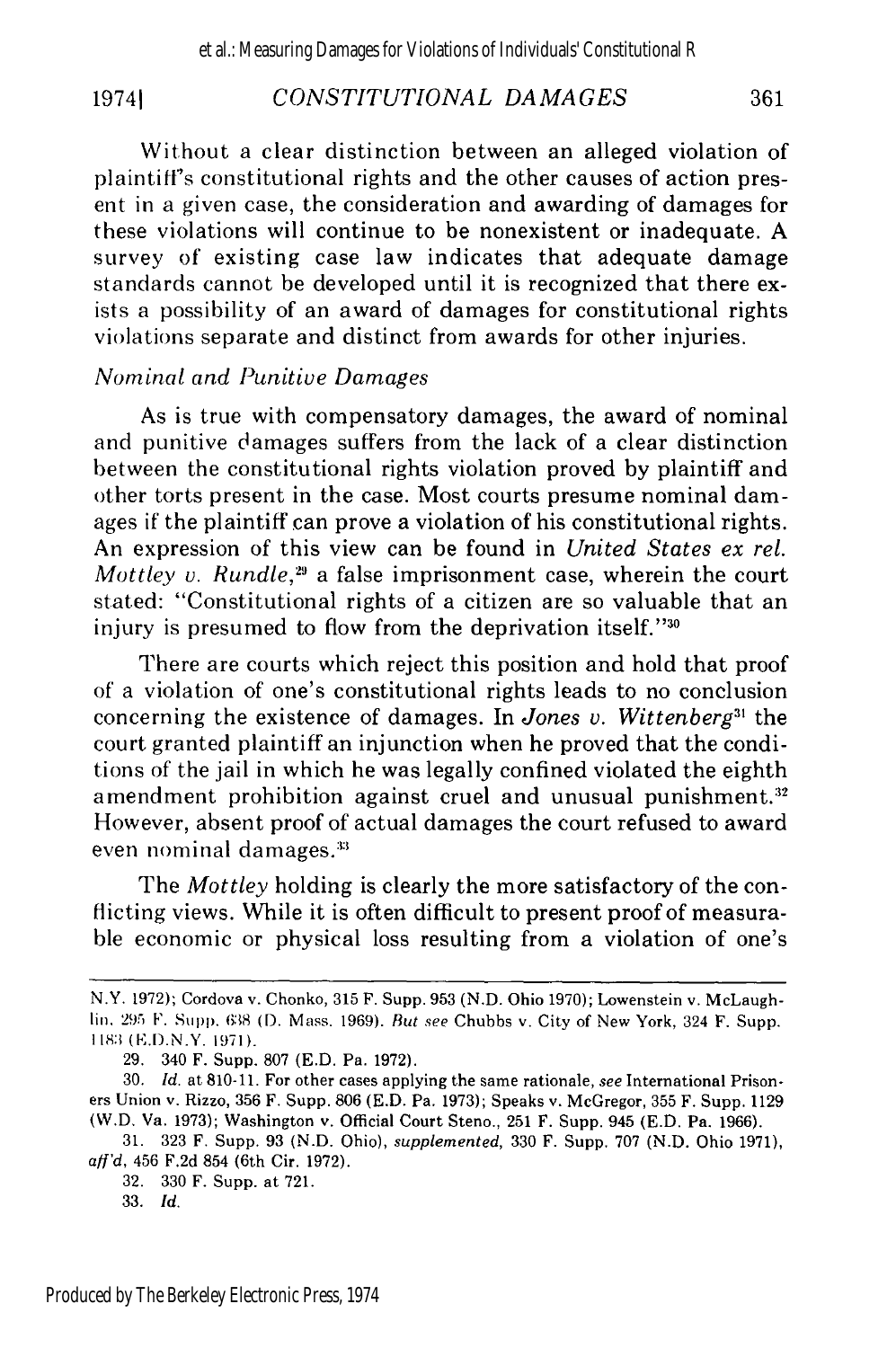Without a clear distinction between an alleged violation of plaintiff's constitutional rights and the other causes of action present in a given case, the consideration and awarding of damages for these violations will continue to be nonexistent or inadequate. A survey of existing case law indicates that adequate damage standards cannot be developed until it is recognized that there exists a possibility of an award of damages for constitutional rights violations separate and distinct from awards for other injuries.

*Nominal and Punitive Damages*

As is true with compensatory damages, the award of nominal and punitive damages suffers from the lack of a clear distinction between the constitutional rights violation proved by plaintiff and other torts present in the case. Most courts presume nominal damages if the plaintiff can prove a violation of his constitutional rights. An expression of this view can be found in *United States ex rel. Mottley v. Rundle*,[29] a false imprisonment case, wherein the court stated: "Constitutional rights of a citizen are so valuable that an injury is presumed to flow from the deprivation itself."[30]

There are courts which reject this position and hold that proof of a violation of one's constitutional rights leads to no conclusion concerning the existence of damages. In *Jones v. Wittenberg*[31] the court granted plaintiff an injunction when he proved that the conditions of the jail in which he was legally confined violated the eighth amendment prohibition against cruel and unusual punishment.[32] However, absent proof of actual damages the court refused to award even nominal damages.[33]

The *Mottley* holding is clearly the more satisfactory of the conflicting views. While it is often difficult to present proof of measurable economic or physical loss resulting from a violation of one's

---

N.Y. 1972); Cordova v. Chonko, 315 F. Supp. 953 (N.D. Ohio 1970); Lowenstein v. McLaughlin, 295 F. Supp. 638 (D. Mass. 1969). *But see* Chubbs v. City of New York, 324 F. Supp. 1183 (E.D.N.Y. 1971).

29. 340 F. Supp. 807 (E.D. Pa. 1972).

30. *Id.* at 810-11. For other cases applying the same rationale, *see* International Prisoners Union v. Rizzo, 356 F. Supp. 806 (E.D. Pa. 1973); Speaks v. McGregor, 355 F. Supp. 1129 (W.D. Va. 1973); Washington v. Official Court Steno., 251 F. Supp. 945 (E.D. Pa. 1966).

31. 323 F. Supp. 93 (N.D. Ohio), *supplemented*, 330 F. Supp. 707 (N.D. Ohio 1971), *aff'd*, 456 F.2d 854 (6th Cir. 1972).

32. 330 F. Supp. at 721.

33. *Id.*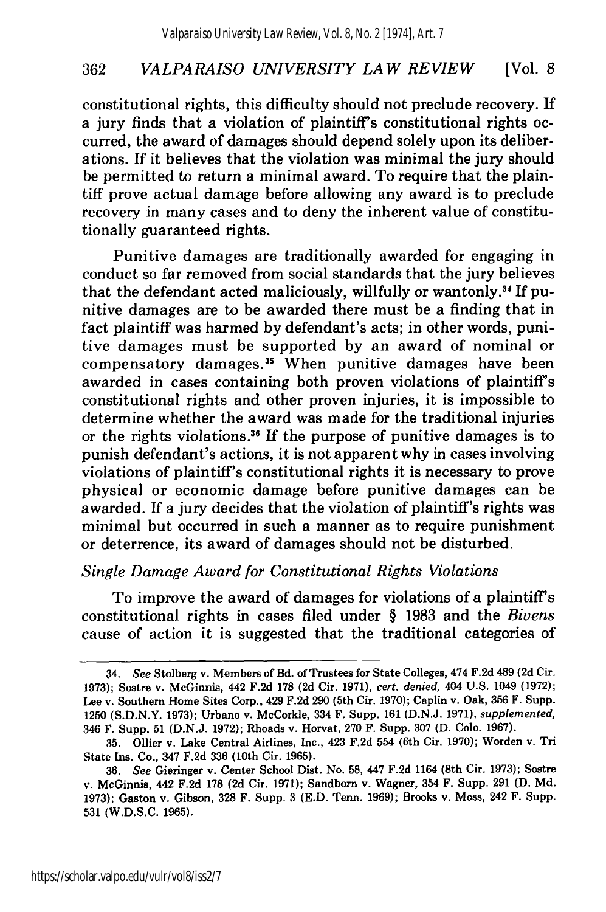constitutional rights, this difficulty should not preclude recovery. If a jury finds that a violation of plaintiff's constitutional rights occurred, the award of damages should depend solely upon its deliberations. If it believes that the violation was minimal the jury should be permitted to return a minimal award. To require that the plaintiff prove actual damage before allowing any award is to preclude recovery in many cases and to deny the inherent value of constitutionally guaranteed rights.

Punitive damages are traditionally awarded for engaging in conduct so far removed from social standards that the jury believes that the defendant acted maliciously, willfully or wantonly.[34] If punitive damages are to be awarded there must be a finding that in fact plaintiff was harmed by defendant's acts; in other words, punitive damages must be supported by an award of nominal or compensatory damages.[35] When punitive damages have been awarded in cases containing both proven violations of plaintiff's constitutional rights and other proven injuries, it is impossible to determine whether the award was made for the traditional injuries or the rights violations.[36] If the purpose of punitive damages is to punish defendant's actions, it is not apparent why in cases involving violations of plaintiff's constitutional rights it is necessary to prove physical or economic damage before punitive damages can be awarded. If a jury decides that the violation of plaintiff's rights was minimal but occurred in such a manner as to require punishment or deterrence, its award of damages should not be disturbed.

### *Single Damage Award for Constitutional Rights Violations*

To improve the award of damages for violations of a plaintiff's constitutional rights in cases filed under § 1983 and the *Bivens* cause of action it is suggested that the traditional categories of

---

34. *See* Stolberg v. Members of Bd. of Trustees for State Colleges, 474 F.2d 489 (2d Cir. 1973); Sostre v. McGinnis, 442 F.2d 178 (2d Cir. 1971), *cert. denied*, 404 U.S. 1049 (1972); Lee v. Southern Home Sites Corp., 429 F.2d 290 (5th Cir. 1970); Caplin v. Oak, 356 F. Supp. 1250 (S.D.N.Y. 1973); Urbano v. McCorkle, 334 F. Supp. 161 (D.N.J. 1971), *supplemented*, 346 F. Supp. 51 (D.N.J. 1972); Rhoads v. Horvat, 270 F. Supp. 307 (D. Colo. 1967).

35. Ollier v. Lake Central Airlines, Inc., 423 F.2d 554 (6th Cir. 1970); Worden v. Tri State Ins. Co., 347 F.2d 336 (10th Cir. 1965).

36. *See* Gieringer v. Center School Dist. No. 58, 447 F.2d 1164 (8th Cir. 1973); Sostre v. McGinnis, 442 F.2d 178 (2d Cir. 1971); Sandborn v. Wagner, 354 F. Supp. 291 (D. Md. 1973); Gaston v. Gibson, 328 F. Supp. 3 (E.D. Tenn. 1969); Brooks v. Moss, 242 F. Supp. 531 (W.D.S.C. 1965).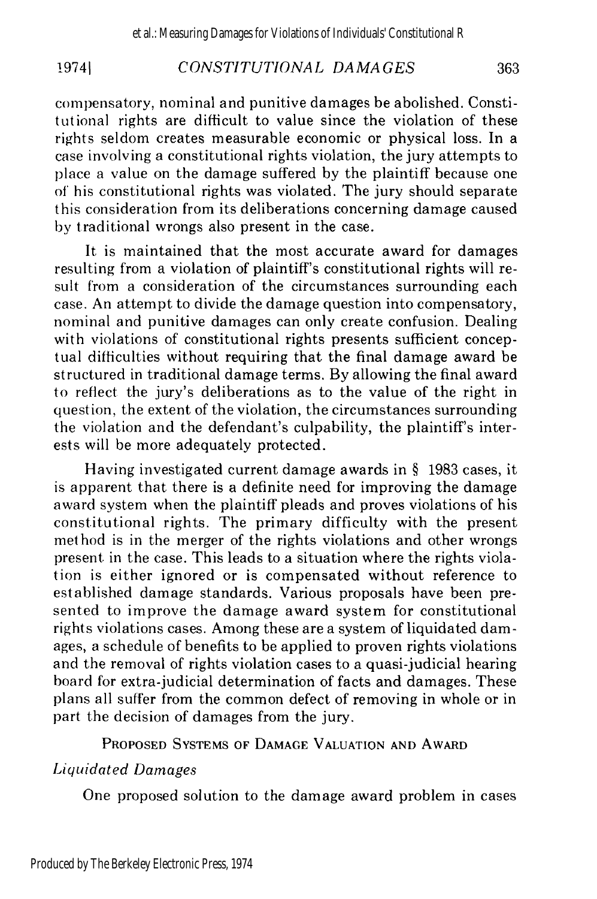compensatory, nominal and punitive damages be abolished. Constitutional rights are difficult to value since the violation of these rights seldom creates measurable economic or physical loss. In a case involving a constitutional rights violation, the jury attempts to place a value on the damage suffered by the plaintiff because one of his constitutional rights was violated. The jury should separate this consideration from its deliberations concerning damage caused by traditional wrongs also present in the case.

It is maintained that the most accurate award for damages resulting from a violation of plaintiff's constitutional rights will result from a consideration of the circumstances surrounding each case. An attempt to divide the damage question into compensatory, nominal and punitive damages can only create confusion. Dealing with violations of constitutional rights presents sufficient conceptual difficulties without requiring that the final damage award be structured in traditional damage terms. By allowing the final award to reflect the jury's deliberations as to the value of the right in question, the extent of the violation, the circumstances surrounding the violation and the defendant's culpability, the plaintiff's interests will be more adequately protected.

Having investigated current damage awards in § 1983 cases, it is apparent that there is a definite need for improving the damage award system when the plaintiff pleads and proves violations of his constitutional rights. The primary difficulty with the present method is in the merger of the rights violations and other wrongs present in the case. This leads to a situation where the rights violation is either ignored or is compensated without reference to established damage standards. Various proposals have been presented to improve the damage award system for constitutional rights violations cases. Among these are a system of liquidated damages, a schedule of benefits to be applied to proven rights violations and the removal of rights violation cases to a quasi-judicial hearing board for extra-judicial determination of facts and damages. These plans all suffer from the common defect of removing in whole or in part the decision of damages from the jury.

## PROPOSED SYSTEMS OF DAMAGE VALUATION AND AWARD

### *Liquidated Damages*

One proposed solution to the damage award problem in cases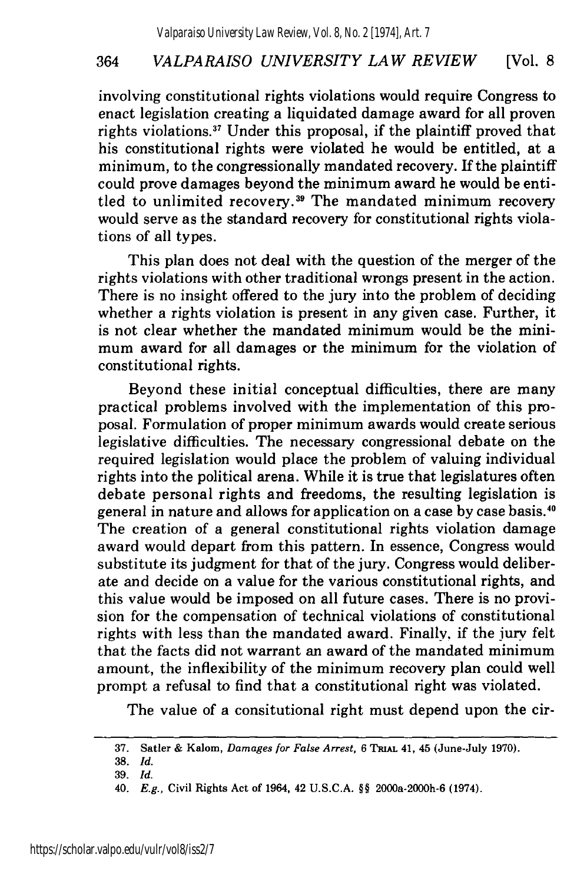involving constitutional rights violations would require Congress to enact legislation creating a liquidated damage award for all proven rights violations.[37] Under this proposal, if the plaintiff proved that his constitutional rights were violated he would be entitled, at a minimum, to the congressionally mandated recovery. If the plaintiff could prove damages beyond the minimum award he would be entitled to unlimited recovery.[39] The mandated minimum recovery would serve as the standard recovery for constitutional rights violations of all types.

This plan does not deal with the question of the merger of the rights violations with other traditional wrongs present in the action. There is no insight offered to the jury into the problem of deciding whether a rights violation is present in any given case. Further, it is not clear whether the mandated minimum would be the minimum award for all damages or the minimum for the violation of constitutional rights.

Beyond these initial conceptual difficulties, there are many practical problems involved with the implementation of this proposal. Formulation of proper minimum awards would create serious legislative difficulties. The necessary congressional debate on the required legislation would place the problem of valuing individual rights into the political arena. While it is true that legislatures often debate personal rights and freedoms, the resulting legislation is general in nature and allows for application on a case by case basis.[40] The creation of a general constitutional rights violation damage award would depart from this pattern. In essence, Congress would substitute its judgment for that of the jury. Congress would deliberate and decide on a value for the various constitutional rights, and this value would be imposed on all future cases. There is no provision for the compensation of technical violations of constitutional rights with less than the mandated award. Finally, if the jury felt that the facts did not warrant an award of the mandated minimum amount, the inflexibility of the minimum recovery plan could well prompt a refusal to find that a constitutional right was violated.

The value of a consitutional right must depend upon the cir-

---

37. Satler & Kalom, *Damages for False Arrest*, 6 TRIAL 41, 45 (June-July 1970).

38. *Id.*

39. *Id.*

40. *E.g.*, Civil Rights Act of 1964, 42 U.S.C.A. §§ 2000a-2000h-6 (1974).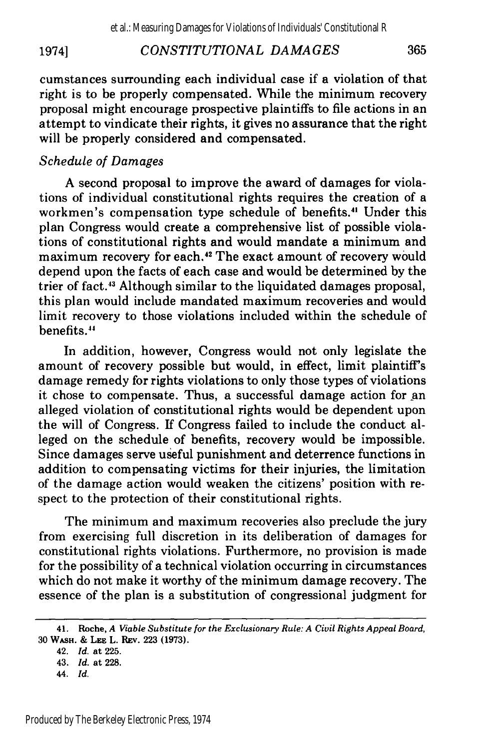cumstances surrounding each individual case if a violation of that right is to be properly compensated. While the minimum recovery proposal might encourage prospective plaintiffs to file actions in an attempt to vindicate their rights, it gives no assurance that the right will be properly considered and compensated.

*Schedule of Damages*

A second proposal to improve the award of damages for violations of individual constitutional rights requires the creation of a workmen's compensation type schedule of benefits.[41] Under this plan Congress would create a comprehensive list of possible violations of constitutional rights and would mandate a minimum and maximum recovery for each.[42] The exact amount of recovery would depend upon the facts of each case and would be determined by the trier of fact.[43] Although similar to the liquidated damages proposal, this plan would include mandated maximum recoveries and would limit recovery to those violations included within the schedule of benefits.[44]

In addition, however, Congress would not only legislate the amount of recovery possible but would, in effect, limit plaintiff's damage remedy for rights violations to only those types of violations it chose to compensate. Thus, a successful damage action for an alleged violation of constitutional rights would be dependent upon the will of Congress. If Congress failed to include the conduct alleged on the schedule of benefits, recovery would be impossible. Since damages serve useful punishment and deterrence functions in addition to compensating victims for their injuries, the limitation of the damage action would weaken the citizens' position with respect to the protection of their constitutional rights.

The minimum and maximum recoveries also preclude the jury from exercising full discretion in its deliberation of damages for constitutional rights violations. Furthermore, no provision is made for the possibility of a technical violation occurring in circumstances which do not make it worthy of the minimum damage recovery. The essence of the plan is a substitution of congressional judgment for

---

41. Roche, *A Viable Substitute for the Exclusionary Rule: A Civil Rights Appeal Board*, 30 WASH. & LEE L. REV. 223 (1973).

42. *Id.* at 225.

43. *Id.* at 228.

44. *Id.*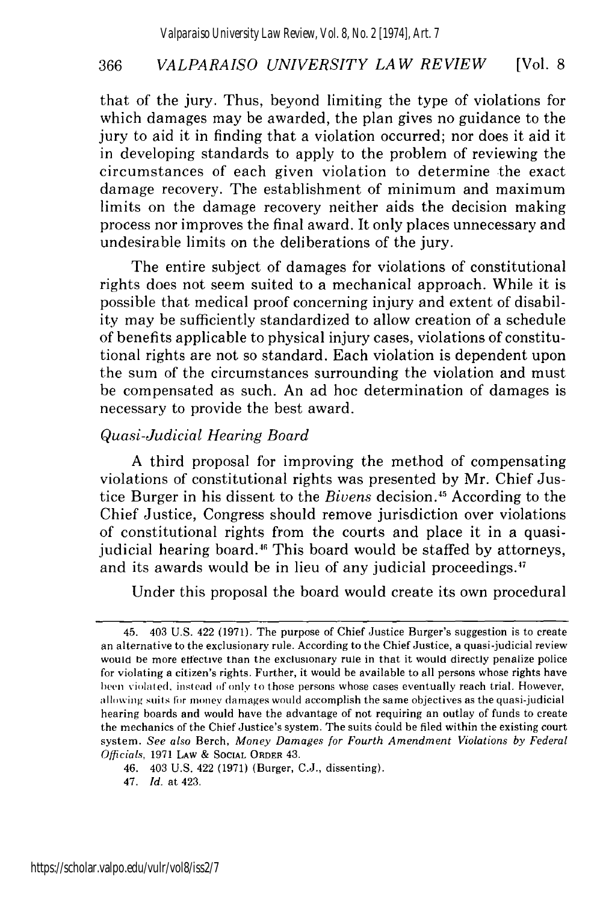that of the jury. Thus, beyond limiting the type of violations for which damages may be awarded, the plan gives no guidance to the jury to aid it in finding that a violation occurred; nor does it aid it in developing standards to apply to the problem of reviewing the circumstances of each given violation to determine the exact damage recovery. The establishment of minimum and maximum limits on the damage recovery neither aids the decision making process nor improves the final award. It only places unnecessary and undesirable limits on the deliberations of the jury.

The entire subject of damages for violations of constitutional rights does not seem suited to a mechanical approach. While it is possible that medical proof concerning injury and extent of disability may be sufficiently standardized to allow creation of a schedule of benefits applicable to physical injury cases, violations of constitutional rights are not so standard. Each violation is dependent upon the sum of the circumstances surrounding the violation and must be compensated as such. An ad hoc determination of damages is necessary to provide the best award.

*Quasi-Judicial Hearing Board*

A third proposal for improving the method of compensating violations of constitutional rights was presented by Mr. Chief Justice Burger in his dissent to the *Bivens* decision.[45] According to the Chief Justice, Congress should remove jurisdiction over violations of constitutional rights from the courts and place it in a quasi-judicial hearing board.[46] This board would be staffed by attorneys, and its awards would be in lieu of any judicial proceedings.[47]

Under this proposal the board would create its own procedural

---

45. 403 U.S. 422 (1971). The purpose of Chief Justice Burger's suggestion is to create an alternative to the exclusionary rule. According to the Chief Justice, a quasi-judicial review would be more effective than the exclusionary rule in that it would directly penalize police for violating a citizen's rights. Further, it would be available to all persons whose rights have been violated, instead of only to those persons whose cases eventually reach trial. However, allowing suits for money damages would accomplish the same objectives as the quasi-judicial hearing boards and would have the advantage of not requiring an outlay of funds to create the mechanics of the Chief Justice's system. The suits could be filed within the existing court system. *See also* Berch, *Money Damages for Fourth Amendment Violations by Federal Officials*, 1971 LAW & SOCIAL ORDER 43.

46. 403 U.S. 422 (1971) (Burger, C.J., dissenting).

47. *Id.* at 423.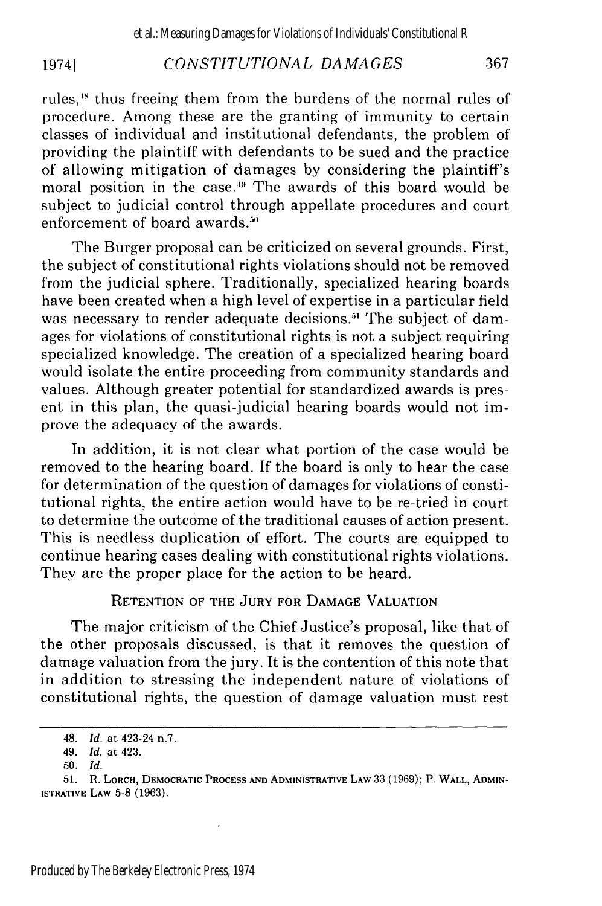rules,[48] thus freeing them from the burdens of the normal rules of procedure. Among these are the granting of immunity to certain classes of individual and institutional defendants, the problem of providing the plaintiff with defendants to be sued and the practice of allowing mitigation of damages by considering the plaintiff's moral position in the case.[49] The awards of this board would be subject to judicial control through appellate procedures and court enforcement of board awards.[50]

The Burger proposal can be criticized on several grounds. First, the subject of constitutional rights violations should not be removed from the judicial sphere. Traditionally, specialized hearing boards have been created when a high level of expertise in a particular field was necessary to render adequate decisions.[51] The subject of damages for violations of constitutional rights is not a subject requiring specialized knowledge. The creation of a specialized hearing board would isolate the entire proceeding from community standards and values. Although greater potential for standardized awards is present in this plan, the quasi-judicial hearing boards would not improve the adequacy of the awards.

In addition, it is not clear what portion of the case would be removed to the hearing board. If the board is only to hear the case for determination of the question of damages for violations of constitutional rights, the entire action would have to be re-tried in court to determine the outcome of the traditional causes of action present. This is needless duplication of effort. The courts are equipped to continue hearing cases dealing with constitutional rights violations. They are the proper place for the action to be heard.

## RETENTION OF THE JURY FOR DAMAGE VALUATION

The major criticism of the Chief Justice's proposal, like that of the other proposals discussed, is that it removes the question of damage valuation from the jury. It is the contention of this note that in addition to stressing the independent nature of violations of constitutional rights, the question of damage valuation must rest

---

48. *Id.* at 423-24 n.7.

49. *Id.* at 423.

50. *Id.*

51. R. LORCH, DEMOCRATIC PROCESS AND ADMINISTRATIVE LAW 33 (1969); P. WALL, ADMINISTRATIVE LAW 5-8 (1963).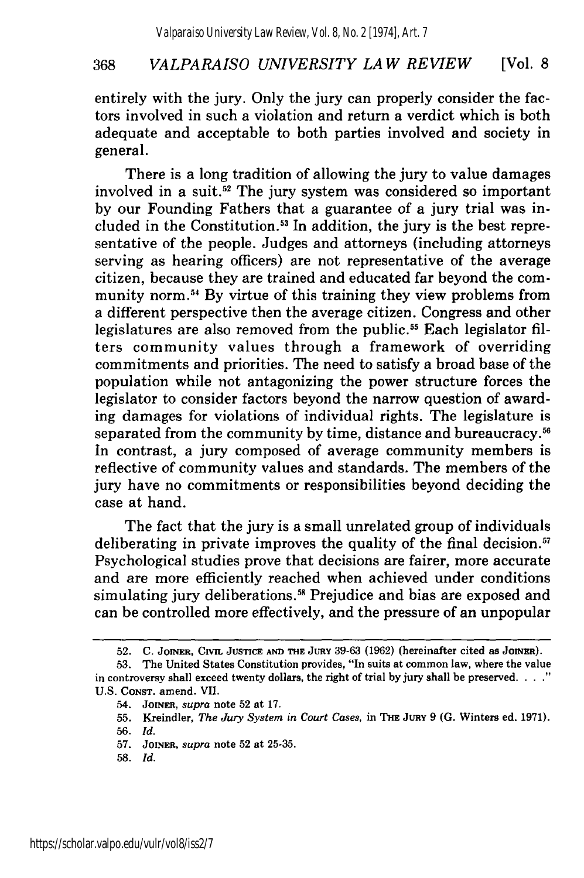entirely with the jury. Only the jury can properly consider the factors involved in such a violation and return a verdict which is both adequate and acceptable to both parties involved and society in general.

There is a long tradition of allowing the jury to value damages involved in a suit.[52] The jury system was considered so important by our Founding Fathers that a guarantee of a jury trial was included in the Constitution.[53] In addition, the jury is the best representative of the people. Judges and attorneys (including attorneys serving as hearing officers) are not representative of the average citizen, because they are trained and educated far beyond the community norm.[54] By virtue of this training they view problems from a different perspective then the average citizen. Congress and other legislatures are also removed from the public.[55] Each legislator filters community values through a framework of overriding commitments and priorities. The need to satisfy a broad base of the population while not antagonizing the power structure forces the legislator to consider factors beyond the narrow question of awarding damages for violations of individual rights. The legislature is separated from the community by time, distance and bureaucracy.[56] In contrast, a jury composed of average community members is reflective of community values and standards. The members of the jury have no commitments or responsibilities beyond deciding the case at hand.

The fact that the jury is a small unrelated group of individuals deliberating in private improves the quality of the final decision.[57] Psychological studies prove that decisions are fairer, more accurate and are more efficiently reached when achieved under conditions simulating jury deliberations.[58] Prejudice and bias are exposed and can be controlled more effectively, and the pressure of an unpopular

---

52. C. JOINER, CIVIL JUSTICE AND THE JURY 39-63 (1962) (hereinafter cited as JOINER).

53. The United States Constitution provides, "In suits at common law, where the value in controversy shall exceed twenty dollars, the right of trial by jury shall be preserved. . . ." U.S. CONST. amend. VII.

54. JOINER, *supra* note 52 at 17.

55. Kreindler, *The Jury System in Court Cases,* in THE JURY 9 (G. Winters ed. 1971).

56. *Id.*

57. JOINER, *supra* note 52 at 25-35.

58. *Id.*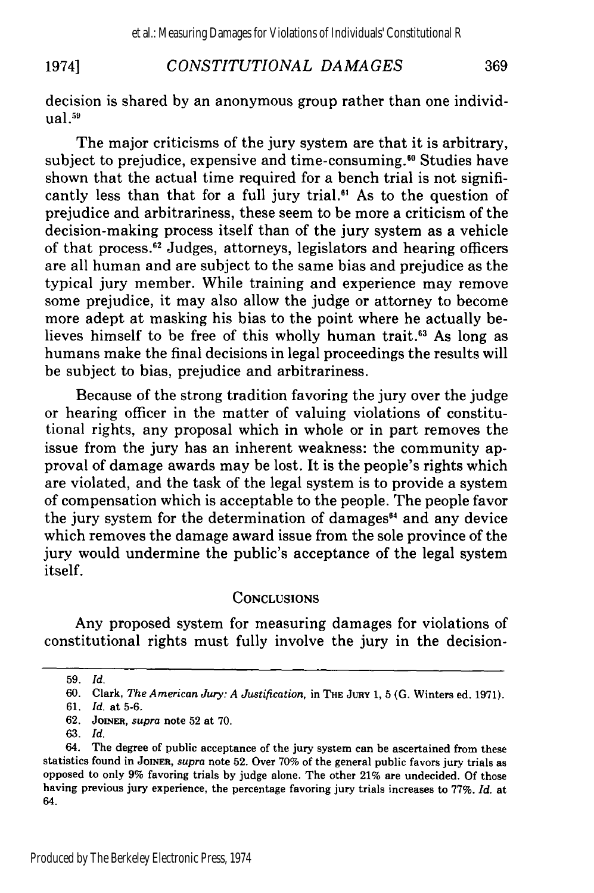decision is shared by an anonymous group rather than one individual.[59]

The major criticisms of the jury system are that it is arbitrary, subject to prejudice, expensive and time-consuming.[60] Studies have shown that the actual time required for a bench trial is not significantly less than that for a full jury trial.[61] As to the question of prejudice and arbitrariness, these seem to be more a criticism of the decision-making process itself than of the jury system as a vehicle of that process.[62] Judges, attorneys, legislators and hearing officers are all human and are subject to the same bias and prejudice as the typical jury member. While training and experience may remove some prejudice, it may also allow the judge or attorney to become more adept at masking his bias to the point where he actually believes himself to be free of this wholly human trait.[63] As long as humans make the final decisions in legal proceedings the results will be subject to bias, prejudice and arbitrariness.

Because of the strong tradition favoring the jury over the judge or hearing officer in the matter of valuing violations of constitutional rights, any proposal which in whole or in part removes the issue from the jury has an inherent weakness: the community approval of damage awards may be lost. It is the people's rights which are violated, and the task of the legal system is to provide a system of compensation which is acceptable to the people. The people favor the jury system for the determination of damages[64] and any device which removes the damage award issue from the sole province of the jury would undermine the public's acceptance of the legal system itself.

## CONCLUSIONS

Any proposed system for measuring damages for violations of constitutional rights must fully involve the jury in the decision-

---

59. *Id.*

60. Clark, *The American Jury: A Justification*, in THE JURY 1, 5 (G. Winters ed. 1971).

61. *Id.* at 5-6.

62. JOINER, *supra* note 52 at 70.

63. *Id.*

64. The degree of public acceptance of the jury system can be ascertained from these statistics found in JOINER, *supra* note 52. Over 70% of the general public favors jury trials as opposed to only 9% favoring trials by judge alone. The other 21% are undecided. Of those having previous jury experience, the percentage favoring jury trials increases to 77%. *Id.* at 64.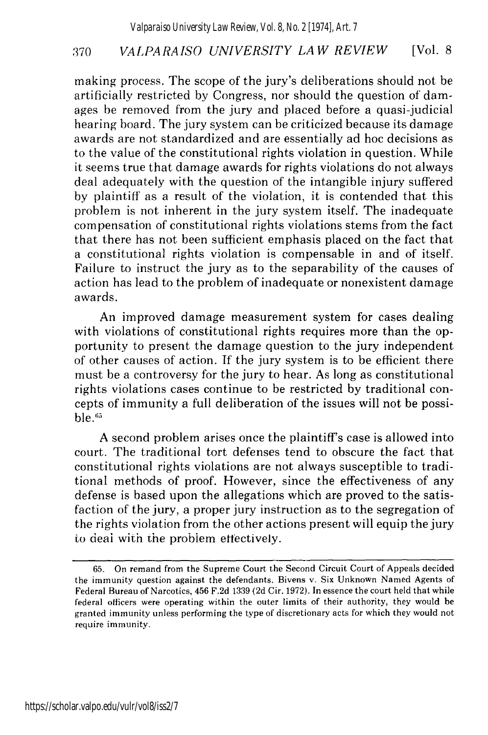making process. The scope of the jury's deliberations should not be artificially restricted by Congress, nor should the question of damages be removed from the jury and placed before a quasi-judicial hearing board. The jury system can be criticized because its damage awards are not standardized and are essentially ad hoc decisions as to the value of the constitutional rights violation in question. While it seems true that damage awards for rights violations do not always deal adequately with the question of the intangible injury suffered by plaintiff as a result of the violation, it is contended that this problem is not inherent in the jury system itself. The inadequate compensation of constitutional rights violations stems from the fact that there has not been sufficient emphasis placed on the fact that a constitutional rights violation is compensable in and of itself. Failure to instruct the jury as to the separability of the causes of action has lead to the problem of inadequate or nonexistent damage awards.

An improved damage measurement system for cases dealing with violations of constitutional rights requires more than the opportunity to present the damage question to the jury independent of other causes of action. If the jury system is to be efficient there must be a controversy for the jury to hear. As long as constitutional rights violations cases continue to be restricted by traditional concepts of immunity a full deliberation of the issues will not be possible.[65]

A second problem arises once the plaintiff's case is allowed into court. The traditional tort defenses tend to obscure the fact that constitutional rights violations are not always susceptible to traditional methods of proof. However, since the effectiveness of any defense is based upon the allegations which are proved to the satisfaction of the jury, a proper jury instruction as to the segregation of the rights violation from the other actions present will equip the jury to deal with the problem effectively.

---

65. On remand from the Supreme Court the Second Circuit Court of Appeals decided the immunity question against the defendants. Bivens v. Six Unknown Named Agents of Federal Bureau of Narcotics, 456 F.2d 1339 (2d Cir. 1972). In essence the court held that while federal officers were operating within the outer limits of their authority, they would be granted immunity unless performing the type of discretionary acts for which they would not require immunity.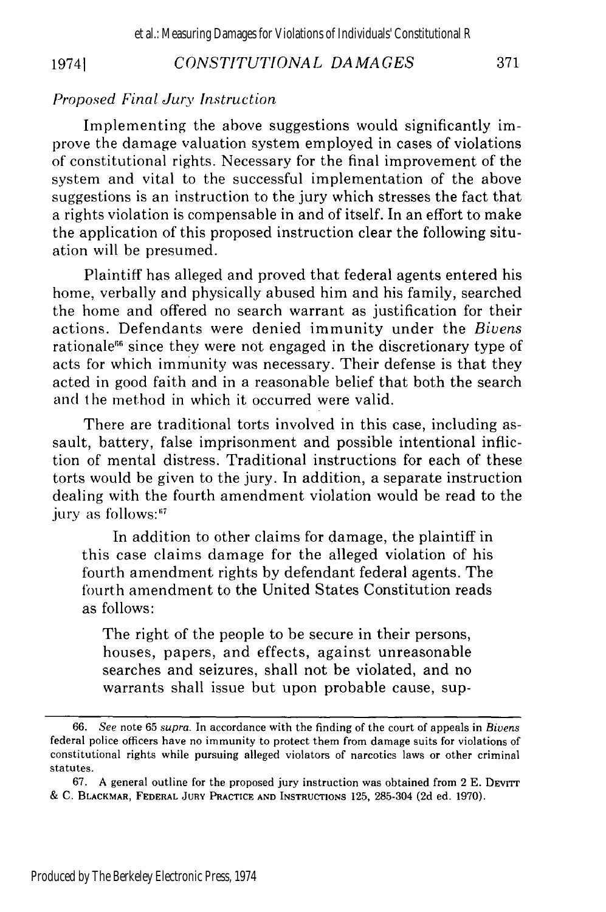*Proposed Final Jury Instruction*

Implementing the above suggestions would significantly improve the damage valuation system employed in cases of violations of constitutional rights. Necessary for the final improvement of the system and vital to the successful implementation of the above suggestions is an instruction to the jury which stresses the fact that a rights violation is compensable in and of itself. In an effort to make the application of this proposed instruction clear the following situation will be presumed.

Plaintiff has alleged and proved that federal agents entered his home, verbally and physically abused him and his family, searched the home and offered no search warrant as justification for their actions. Defendants were denied immunity under the *Bivens* rationale[66] since they were not engaged in the discretionary type of acts for which immunity was necessary. Their defense is that they acted in good faith and in a reasonable belief that both the search and the method in which it occurred were valid.

There are traditional torts involved in this case, including assault, battery, false imprisonment and possible intentional infliction of mental distress. Traditional instructions for each of these torts would be given to the jury. In addition, a separate instruction dealing with the fourth amendment violation would be read to the jury as follows:[67]

> In addition to other claims for damage, the plaintiff in this case claims damage for the alleged violation of his fourth amendment rights by defendant federal agents. The fourth amendment to the United States Constitution reads as follows:
>
> > The right of the people to be secure in their persons, houses, papers, and effects, against unreasonable searches and seizures, shall not be violated, and no warrants shall issue but upon probable cause, sup-

---

66. *See* note 65 *supra*. In accordance with the finding of the court of appeals in *Bivens* federal police officers have no immunity to protect them from damage suits for violations of constitutional rights while pursuing alleged violators of narcotics laws or other criminal statutes.

67. A general outline for the proposed jury instruction was obtained from 2 E. DEVITT & C. BLACKMAR, FEDERAL JURY PRACTICE AND INSTRUCTIONS 125, 285-304 (2d ed. 1970).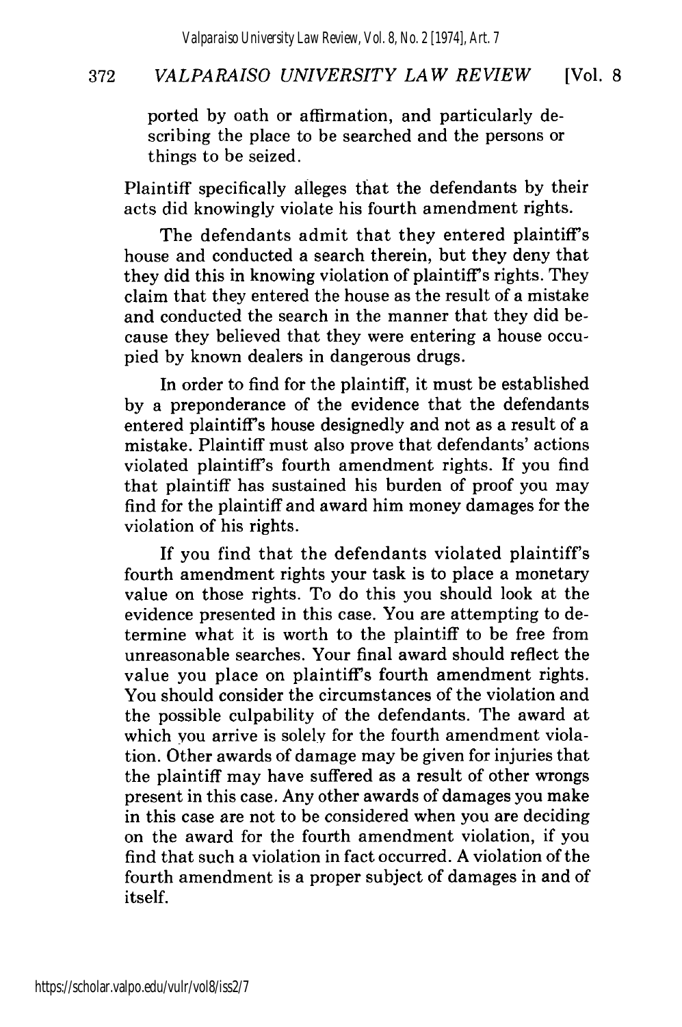ported by oath or affirmation, and particularly describing the place to be searched and the persons or things to be seized.

Plaintiff specifically alleges that the defendants by their acts did knowingly violate his fourth amendment rights.

The defendants admit that they entered plaintiff's house and conducted a search therein, but they deny that they did this in knowing violation of plaintiff's rights. They claim that they entered the house as the result of a mistake and conducted the search in the manner that they did because they believed that they were entering a house occupied by known dealers in dangerous drugs.

In order to find for the plaintiff, it must be established by a preponderance of the evidence that the defendants entered plaintiff's house designedly and not as a result of a mistake. Plaintiff must also prove that defendants' actions violated plaintiff's fourth amendment rights. If you find that plaintiff has sustained his burden of proof you may find for the plaintiff and award him money damages for the violation of his rights.

If you find that the defendants violated plaintiff's fourth amendment rights your task is to place a monetary value on those rights. To do this you should look at the evidence presented in this case. You are attempting to determine what it is worth to the plaintiff to be free from unreasonable searches. Your final award should reflect the value you place on plaintiff's fourth amendment rights. You should consider the circumstances of the violation and the possible culpability of the defendants. The award at which you arrive is solely for the fourth amendment violation. Other awards of damage may be given for injuries that the plaintiff may have suffered as a result of other wrongs present in this case. Any other awards of damages you make in this case are not to be considered when you are deciding on the award for the fourth amendment violation, if you find that such a violation in fact occurred. A violation of the fourth amendment is a proper subject of damages in and of itself.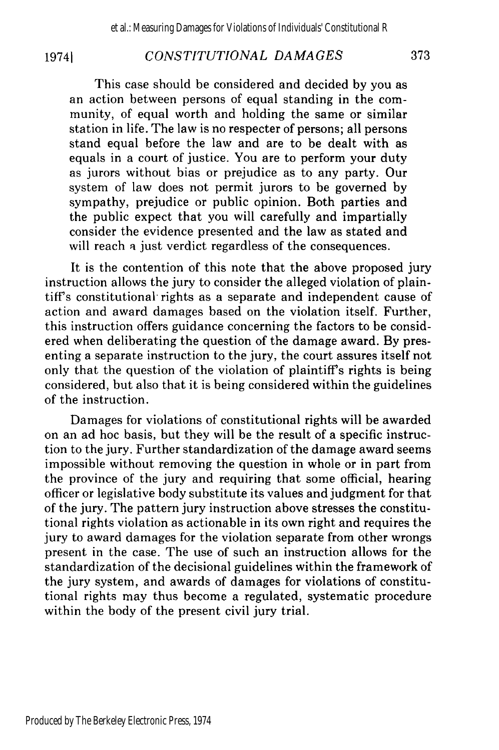> This case should be considered and decided by you as an action between persons of equal standing in the community, of equal worth and holding the same or similar station in life. The law is no respecter of persons; all persons stand equal before the law and are to be dealt with as equals in a court of justice. You are to perform your duty as jurors without bias or prejudice as to any party. Our system of law does not permit jurors to be governed by sympathy, prejudice or public opinion. Both parties and the public expect that you will carefully and impartially consider the evidence presented and the law as stated and will reach a just verdict regardless of the consequences.

It is the contention of this note that the above proposed jury instruction allows the jury to consider the alleged violation of plaintiff's constitutional rights as a separate and independent cause of action and award damages based on the violation itself. Further, this instruction offers guidance concerning the factors to be considered when deliberating the question of the damage award. By presenting a separate instruction to the jury, the court assures itself not only that the question of the violation of plaintiff's rights is being considered, but also that it is being considered within the guidelines of the instruction.

Damages for violations of constitutional rights will be awarded on an ad hoc basis, but they will be the result of a specific instruction to the jury. Further standardization of the damage award seems impossible without removing the question in whole or in part from the province of the jury and requiring that some official, hearing officer or legislative body substitute its values and judgment for that of the jury. The pattern jury instruction above stresses the constitutional rights violation as actionable in its own right and requires the jury to award damages for the violation separate from other wrongs present in the case. The use of such an instruction allows for the standardization of the decisional guidelines within the framework of the jury system, and awards of damages for violations of constitutional rights may thus become a regulated, systematic procedure within the body of the present civil jury trial.